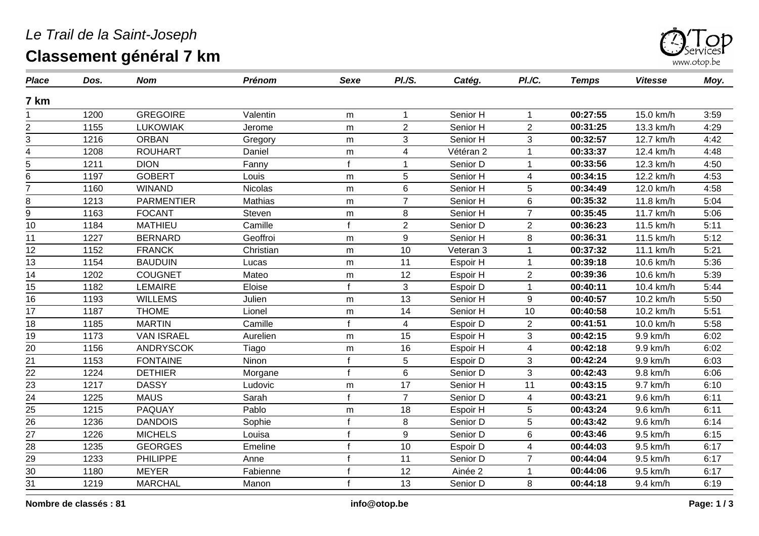*Le Trail de la Saint-Joseph*

# Classement général 7 km

| Place | Dos. | Nom | Prénom | Sexe | Pl./S. | Catég. | Pl./C. | Temps | Vitesse | Moy. |
|---|---|---|---|---|---|---|---|---|---|---|
| **7 km** | | | | | | | | | | |
| 1 | 1200 | GREGOIRE | Valentin | m | 1 | Senior H | 1 | **00:27:55** | 15.0 km/h | 3:59 |
| 2 | 1155 | LUKOWIAK | Jerome | m | 2 | Senior H | 2 | **00:31:25** | 13.3 km/h | 4:29 |
| 3 | 1216 | ORBAN | Gregory | m | 3 | Senior H | 3 | **00:32:57** | 12.7 km/h | 4:42 |
| 4 | 1208 | ROUHART | Daniel | m | 4 | Vétéran 2 | 1 | **00:33:37** | 12.4 km/h | 4:48 |
| 5 | 1211 | DION | Fanny | f | 1 | Senior D | 1 | **00:33:56** | 12.3 km/h | 4:50 |
| 6 | 1197 | GOBERT | Louis | m | 5 | Senior H | 4 | **00:34:15** | 12.2 km/h | 4:53 |
| 7 | 1160 | WINAND | Nicolas | m | 6 | Senior H | 5 | **00:34:49** | 12.0 km/h | 4:58 |
| 8 | 1213 | PARMENTIER | Mathias | m | 7 | Senior H | 6 | **00:35:32** | 11.8 km/h | 5:04 |
| 9 | 1163 | FOCANT | Steven | m | 8 | Senior H | 7 | **00:35:45** | 11.7 km/h | 5:06 |
| 10 | 1184 | MATHIEU | Camille | f | 2 | Senior D | 2 | **00:36:23** | 11.5 km/h | 5:11 |
| 11 | 1227 | BERNARD | Geoffroi | m | 9 | Senior H | 8 | **00:36:31** | 11.5 km/h | 5:12 |
| 12 | 1152 | FRANCK | Christian | m | 10 | Veteran 3 | 1 | **00:37:32** | 11.1 km/h | 5:21 |
| 13 | 1154 | BAUDUIN | Lucas | m | 11 | Espoir H | 1 | **00:39:18** | 10.6 km/h | 5:36 |
| 14 | 1202 | COUGNET | Mateo | m | 12 | Espoir H | 2 | **00:39:36** | 10.6 km/h | 5:39 |
| 15 | 1182 | LEMAIRE | Eloise | f | 3 | Espoir D | 1 | **00:40:11** | 10.4 km/h | 5:44 |
| 16 | 1193 | WILLEMS | Julien | m | 13 | Senior H | 9 | **00:40:57** | 10.2 km/h | 5:50 |
| 17 | 1187 | THOME | Lionel | m | 14 | Senior H | 10 | **00:40:58** | 10.2 km/h | 5:51 |
| 18 | 1185 | MARTIN | Camille | f | 4 | Espoir D | 2 | **00:41:51** | 10.0 km/h | 5:58 |
| 19 | 1173 | VAN ISRAEL | Aurelien | m | 15 | Espoir H | 3 | **00:42:15** | 9.9 km/h | 6:02 |
| 20 | 1156 | ANDRYSCOK | Tiago | m | 16 | Espoir H | 4 | **00:42:18** | 9.9 km/h | 6:02 |
| 21 | 1153 | FONTAINE | Ninon | f | 5 | Espoir D | 3 | **00:42:24** | 9.9 km/h | 6:03 |
| 22 | 1224 | DETHIER | Morgane | f | 6 | Senior D | 3 | **00:42:43** | 9.8 km/h | 6:06 |
| 23 | 1217 | DASSY | Ludovic | m | 17 | Senior H | 11 | **00:43:15** | 9.7 km/h | 6:10 |
| 24 | 1225 | MAUS | Sarah | f | 7 | Senior D | 4 | **00:43:21** | 9.6 km/h | 6:11 |
| 25 | 1215 | PAQUAY | Pablo | m | 18 | Espoir H | 5 | **00:43:24** | 9.6 km/h | 6:11 |
| 26 | 1236 | DANDOIS | Sophie | f | 8 | Senior D | 5 | **00:43:42** | 9.6 km/h | 6:14 |
| 27 | 1226 | MICHELS | Louisa | f | 9 | Senior D | 6 | **00:43:46** | 9.5 km/h | 6:15 |
| 28 | 1235 | GEORGES | Emeline | f | 10 | Espoir D | 4 | **00:44:03** | 9.5 km/h | 6:17 |
| 29 | 1233 | PHILIPPE | Anne | f | 11 | Senior D | 7 | **00:44:04** | 9.5 km/h | 6:17 |
| 30 | 1180 | MEYER | Fabienne | f | 12 | Ainée 2 | 1 | **00:44:06** | 9.5 km/h | 6:17 |
| 31 | 1219 | MARCHAL | Manon | f | 13 | Senior D | 8 | **00:44:18** | 9.4 km/h | 6:19 |

**Nombre de classés : 81**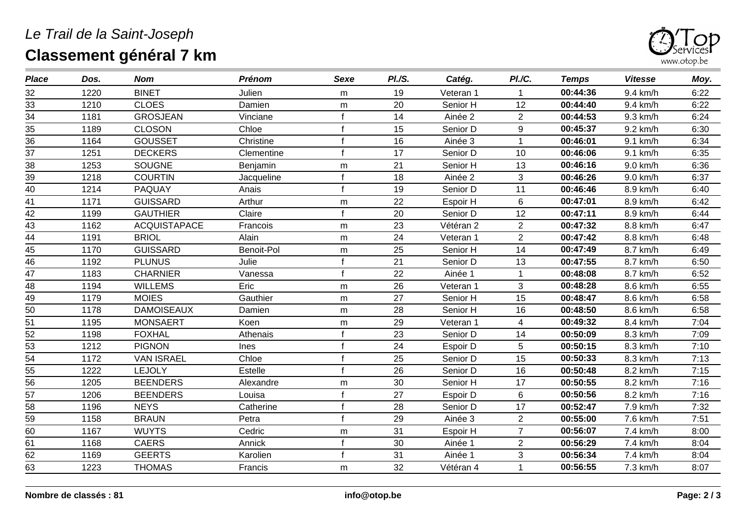*Le Trail de la Saint-Joseph*

# Classement général 7 km

| *Place* | *Dos.* | *Nom* | *Prénom* | *Sexe* | *Pl./S.* | *Catég.* | *Pl./C.* | *Temps* | *Vitesse* | *Moy.* |
|---|---|---|---|---|---|---|---|---|---|---|
| 32 | 1220 | BINET | Julien | m | 19 | Veteran 1 | 1 | **00:44:36** | 9.4 km/h | 6:22 |
| 33 | 1210 | CLOES | Damien | m | 20 | Senior H | 12 | **00:44:40** | 9.4 km/h | 6:22 |
| 34 | 1181 | GROSJEAN | Vinciane | f | 14 | Ainée 2 | 2 | **00:44:53** | 9.3 km/h | 6:24 |
| 35 | 1189 | CLOSON | Chloe | f | 15 | Senior D | 9 | **00:45:37** | 9.2 km/h | 6:30 |
| 36 | 1164 | GOUSSET | Christine | f | 16 | Ainée 3 | 1 | **00:46:01** | 9.1 km/h | 6:34 |
| 37 | 1251 | DECKERS | Clementine | f | 17 | Senior D | 10 | **00:46:06** | 9.1 km/h | 6:35 |
| 38 | 1253 | SOUGNE | Benjamin | m | 21 | Senior H | 13 | **00:46:16** | 9.0 km/h | 6:36 |
| 39 | 1218 | COURTIN | Jacqueline | f | 18 | Ainée 2 | 3 | **00:46:26** | 9.0 km/h | 6:37 |
| 40 | 1214 | PAQUAY | Anais | f | 19 | Senior D | 11 | **00:46:46** | 8.9 km/h | 6:40 |
| 41 | 1171 | GUISSARD | Arthur | m | 22 | Espoir H | 6 | **00:47:01** | 8.9 km/h | 6:42 |
| 42 | 1199 | GAUTHIER | Claire | f | 20 | Senior D | 12 | **00:47:11** | 8.9 km/h | 6:44 |
| 43 | 1162 | ACQUISTAPACE | Francois | m | 23 | Vétéran 2 | 2 | **00:47:32** | 8.8 km/h | 6:47 |
| 44 | 1191 | BRIOL | Alain | m | 24 | Veteran 1 | 2 | **00:47:42** | 8.8 km/h | 6:48 |
| 45 | 1170 | GUISSARD | Benoit-Pol | m | 25 | Senior H | 14 | **00:47:49** | 8.7 km/h | 6:49 |
| 46 | 1192 | PLUNUS | Julie | f | 21 | Senior D | 13 | **00:47:55** | 8.7 km/h | 6:50 |
| 47 | 1183 | CHARNIER | Vanessa | f | 22 | Ainée 1 | 1 | **00:48:08** | 8.7 km/h | 6:52 |
| 48 | 1194 | WILLEMS | Eric | m | 26 | Veteran 1 | 3 | **00:48:28** | 8.6 km/h | 6:55 |
| 49 | 1179 | MOIES | Gauthier | m | 27 | Senior H | 15 | **00:48:47** | 8.6 km/h | 6:58 |
| 50 | 1178 | DAMOISEAUX | Damien | m | 28 | Senior H | 16 | **00:48:50** | 8.6 km/h | 6:58 |
| 51 | 1195 | MONSAERT | Koen | m | 29 | Veteran 1 | 4 | **00:49:32** | 8.4 km/h | 7:04 |
| 52 | 1198 | FOXHAL | Athenais | f | 23 | Senior D | 14 | **00:50:09** | 8.3 km/h | 7:09 |
| 53 | 1212 | PIGNON | Ines | f | 24 | Espoir D | 5 | **00:50:15** | 8.3 km/h | 7:10 |
| 54 | 1172 | VAN ISRAEL | Chloe | f | 25 | Senior D | 15 | **00:50:33** | 8.3 km/h | 7:13 |
| 55 | 1222 | LEJOLY | Estelle | f | 26 | Senior D | 16 | **00:50:48** | 8.2 km/h | 7:15 |
| 56 | 1205 | BEENDERS | Alexandre | m | 30 | Senior H | 17 | **00:50:55** | 8.2 km/h | 7:16 |
| 57 | 1206 | BEENDERS | Louisa | f | 27 | Espoir D | 6 | **00:50:56** | 8.2 km/h | 7:16 |
| 58 | 1196 | NEYS | Catherine | f | 28 | Senior D | 17 | **00:52:47** | 7.9 km/h | 7:32 |
| 59 | 1158 | BRAUN | Petra | f | 29 | Ainée 3 | 2 | **00:55:00** | 7.6 km/h | 7:51 |
| 60 | 1167 | WUYTS | Cedric | m | 31 | Espoir H | 7 | **00:56:07** | 7.4 km/h | 8:00 |
| 61 | 1168 | CAERS | Annick | f | 30 | Ainée 1 | 2 | **00:56:29** | 7.4 km/h | 8:04 |
| 62 | 1169 | GEERTS | Karolien | f | 31 | Ainée 1 | 3 | **00:56:34** | 7.4 km/h | 8:04 |
| 63 | 1223 | THOMAS | Francis | m | 32 | Vétéran 4 | 1 | **00:56:55** | 7.3 km/h | 8:07 |

**Nombre de classés : 81**

**info@otop.be**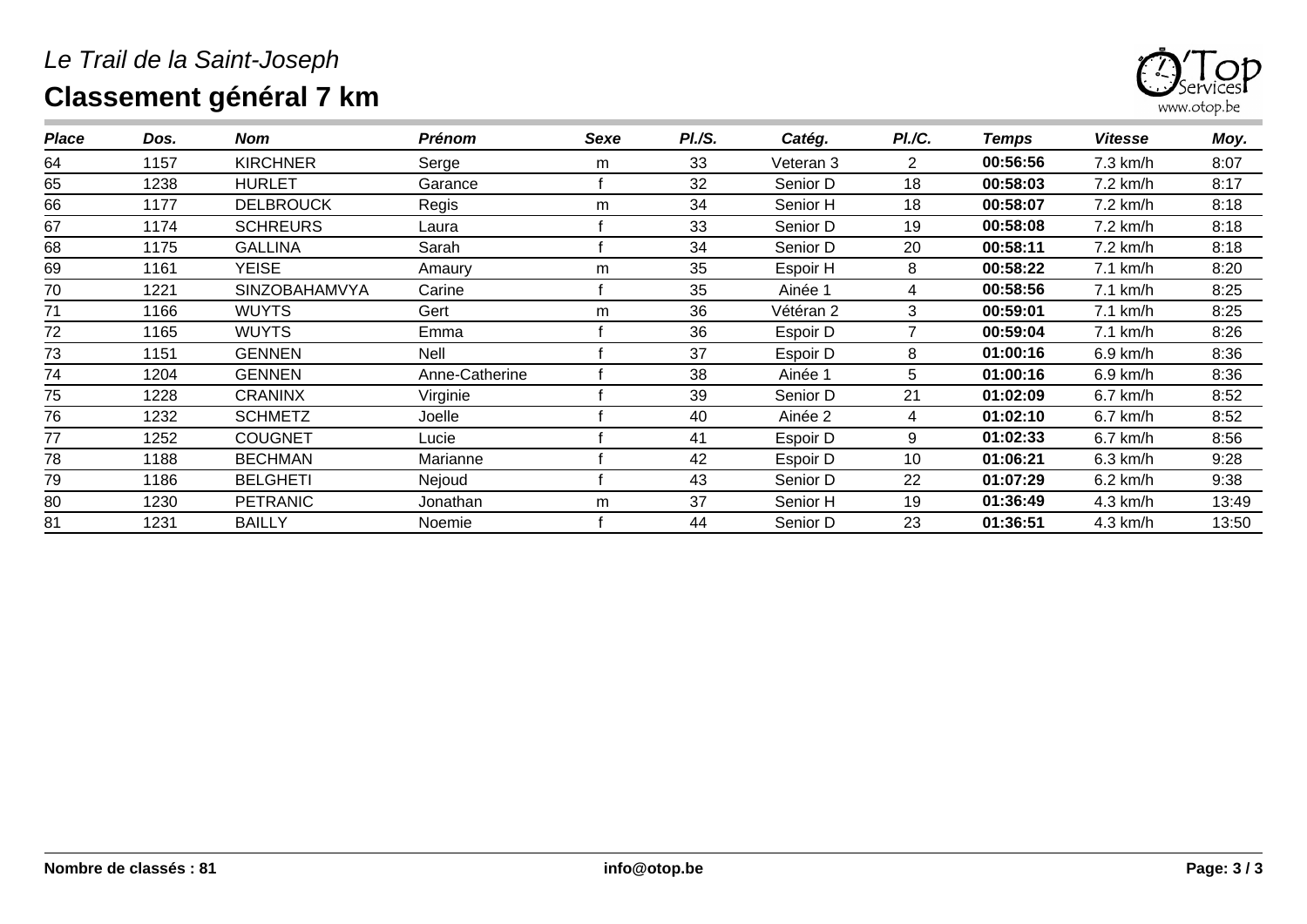*Le Trail de la Saint-Joseph*

# Classement général 7 km

| *Place* | *Dos.* | *Nom* | *Prénom* | *Sexe* | *Pl./S.* | *Catég.* | *Pl./C.* | *Temps* | *Vitesse* | *Moy.* |
|---|---|---|---|---|---|---|---|---|---|---|
| 64 | 1157 | KIRCHNER | Serge | m | 33 | Veteran 3 | 2 | **00:56:56** | 7.3 km/h | 8:07 |
| 65 | 1238 | HURLET | Garance | f | 32 | Senior D | 18 | **00:58:03** | 7.2 km/h | 8:17 |
| 66 | 1177 | DELBROUCK | Regis | m | 34 | Senior H | 18 | **00:58:07** | 7.2 km/h | 8:18 |
| 67 | 1174 | SCHREURS | Laura | f | 33 | Senior D | 19 | **00:58:08** | 7.2 km/h | 8:18 |
| 68 | 1175 | GALLINA | Sarah | f | 34 | Senior D | 20 | **00:58:11** | 7.2 km/h | 8:18 |
| 69 | 1161 | YEISE | Amaury | m | 35 | Espoir H | 8 | **00:58:22** | 7.1 km/h | 8:20 |
| 70 | 1221 | SINZOBAHAMVYA | Carine | f | 35 | Ainée 1 | 4 | **00:58:56** | 7.1 km/h | 8:25 |
| 71 | 1166 | WUYTS | Gert | m | 36 | Vétéran 2 | 3 | **00:59:01** | 7.1 km/h | 8:25 |
| 72 | 1165 | WUYTS | Emma | f | 36 | Espoir D | 7 | **00:59:04** | 7.1 km/h | 8:26 |
| 73 | 1151 | GENNEN | Nell | f | 37 | Espoir D | 8 | **01:00:16** | 6.9 km/h | 8:36 |
| 74 | 1204 | GENNEN | Anne-Catherine | f | 38 | Ainée 1 | 5 | **01:00:16** | 6.9 km/h | 8:36 |
| 75 | 1228 | CRANINX | Virginie | f | 39 | Senior D | 21 | **01:02:09** | 6.7 km/h | 8:52 |
| 76 | 1232 | SCHMETZ | Joelle | f | 40 | Ainée 2 | 4 | **01:02:10** | 6.7 km/h | 8:52 |
| 77 | 1252 | COUGNET | Lucie | f | 41 | Espoir D | 9 | **01:02:33** | 6.7 km/h | 8:56 |
| 78 | 1188 | BECHMAN | Marianne | f | 42 | Espoir D | 10 | **01:06:21** | 6.3 km/h | 9:28 |
| 79 | 1186 | BELGHETI | Nejoud | f | 43 | Senior D | 22 | **01:07:29** | 6.2 km/h | 9:38 |
| 80 | 1230 | PETRANIC | Jonathan | m | 37 | Senior H | 19 | **01:36:49** | 4.3 km/h | 13:49 |
| 81 | 1231 | BAILLY | Noemie | f | 44 | Senior D | 23 | **01:36:51** | 4.3 km/h | 13:50 |

**Nombre de classés : 81**

**info@otop.be**